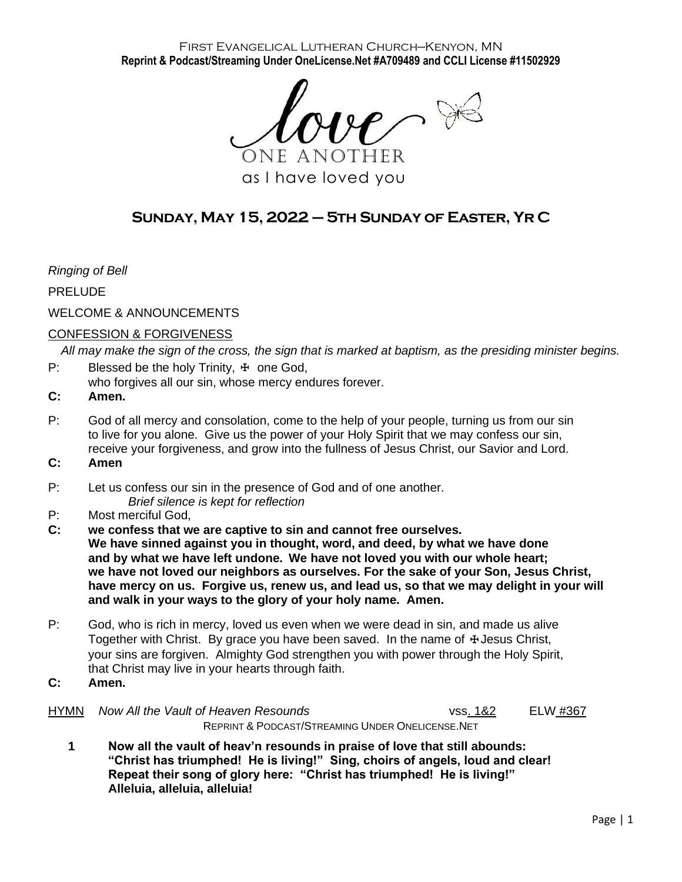First Evangelical Lutheran Church–Kenyon, MN
**Reprint & Podcast/Streaming Under OneLicense.Net #A709489 and CCLI License #11502929**

love
ONE ANOTHER
as I have loved you

# Sunday, May 15, 2022 – 5th Sunday of Easter, Yr C

*Ringing of Bell*

PRELUDE

WELCOME & ANNOUNCEMENTS

CONFESSION & FORGIVENESS

*All may make the sign of the cross, the sign that is marked at baptism, as the presiding minister begins.*

P: Blessed be the holy Trinity, ☩ one God,
who forgives all our sin, whose mercy endures forever.

**C: Amen.**

P: God of all mercy and consolation, come to the help of your people, turning us from our sin to live for you alone. Give us the power of your Holy Spirit that we may confess our sin, receive your forgiveness, and grow into the fullness of Jesus Christ, our Savior and Lord.

**C: Amen**

P: Let us confess our sin in the presence of God and of one another.
*Brief silence is kept for reflection*

P: Most merciful God,

**C: we confess that we are captive to sin and cannot free ourselves. We have sinned against you in thought, word, and deed, by what we have done and by what we have left undone. We have not loved you with our whole heart; we have not loved our neighbors as ourselves. For the sake of your Son, Jesus Christ, have mercy on us. Forgive us, renew us, and lead us, so that we may delight in your will and walk in your ways to the glory of your holy name. Amen.**

P: God, who is rich in mercy, loved us even when we were dead in sin, and made us alive Together with Christ. By grace you have been saved. In the name of ☩Jesus Christ, your sins are forgiven. Almighty God strengthen you with power through the Holy Spirit, that Christ may live in your hearts through faith.

**C: Amen.**

HYMN *Now All the Vault of Heaven Resounds* vss. 1&2 ELW #367

Reprint & Podcast/Streaming Under Onelicense.Net

**1 Now all the vault of heav'n resounds in praise of love that still abounds: "Christ has triumphed! He is living!" Sing, choirs of angels, loud and clear! Repeat their song of glory here: "Christ has triumphed! He is living!" Alleluia, alleluia, alleluia!**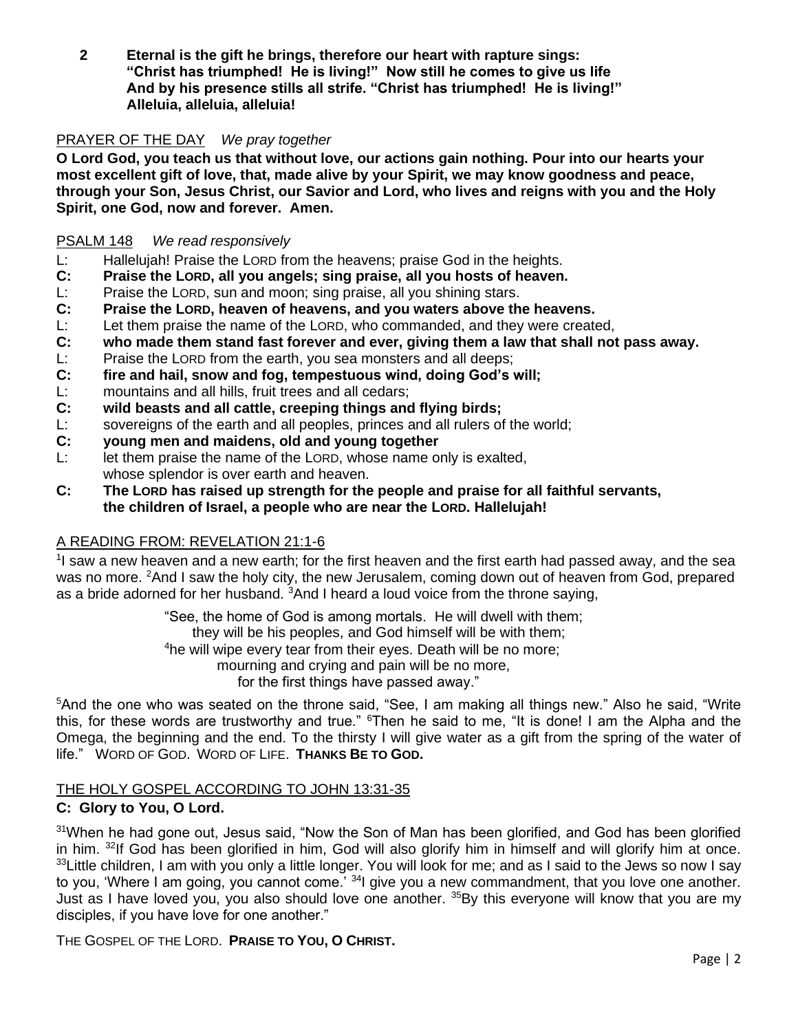**2 Eternal is the gift he brings, therefore our heart with rapture sings:
"Christ has triumphed! He is living!" Now still he comes to give us life
And by his presence stills all strife. "Christ has triumphed! He is living!"
Alleluia, alleluia, alleluia!**

PRAYER OF THE DAY *We pray together*

**O Lord God, you teach us that without love, our actions gain nothing. Pour into our hearts your most excellent gift of love, that, made alive by your Spirit, we may know goodness and peace, through your Son, Jesus Christ, our Savior and Lord, who lives and reigns with you and the Holy Spirit, one God, now and forever. Amen.**

PSALM 148 *We read responsively*

L: Hallelujah! Praise the LORD from the heavens; praise God in the heights.
**C: Praise the LORD, all you angels; sing praise, all you hosts of heaven.**
L: Praise the LORD, sun and moon; sing praise, all you shining stars.
**C: Praise the LORD, heaven of heavens, and you waters above the heavens.**
L: Let them praise the name of the LORD, who commanded, and they were created,
**C: who made them stand fast forever and ever, giving them a law that shall not pass away.**
L: Praise the LORD from the earth, you sea monsters and all deeps;
**C: fire and hail, snow and fog, tempestuous wind, doing God's will;**
L: mountains and all hills, fruit trees and all cedars;
**C: wild beasts and all cattle, creeping things and flying birds;**
L: sovereigns of the earth and all peoples, princes and all rulers of the world;
**C: young men and maidens, old and young together**
L: let them praise the name of the LORD, whose name only is exalted, whose splendor is over earth and heaven.
**C: The LORD has raised up strength for the people and praise for all faithful servants, the children of Israel, a people who are near the LORD. Hallelujah!**

A READING FROM: REVELATION 21:1-6

[1]I saw a new heaven and a new earth; for the first heaven and the first earth had passed away, and the sea was no more. [2]And I saw the holy city, the new Jerusalem, coming down out of heaven from God, prepared as a bride adorned for her husband. [3]And I heard a loud voice from the throne saying,

"See, the home of God is among mortals. He will dwell with them;
they will be his peoples, and God himself will be with them;
[4]he will wipe every tear from their eyes. Death will be no more;
mourning and crying and pain will be no more,
for the first things have passed away."

[5]And the one who was seated on the throne said, "See, I am making all things new." Also he said, "Write this, for these words are trustworthy and true." [6]Then he said to me, "It is done! I am the Alpha and the Omega, the beginning and the end. To the thirsty I will give water as a gift from the spring of the water of life." WORD OF GOD. WORD OF LIFE. **THANKS BE TO GOD.**

THE HOLY GOSPEL ACCORDING TO JOHN 13:31-35

**C: Glory to You, O Lord.**

[31]When he had gone out, Jesus said, "Now the Son of Man has been glorified, and God has been glorified in him. [32]If God has been glorified in him, God will also glorify him in himself and will glorify him at once. [33]Little children, I am with you only a little longer. You will look for me; and as I said to the Jews so now I say to you, 'Where I am going, you cannot come.' [34]I give you a new commandment, that you love one another. Just as I have loved you, you also should love one another. [35]By this everyone will know that you are my disciples, if you have love for one another."

THE GOSPEL OF THE LORD. **PRAISE TO YOU, O CHRIST.**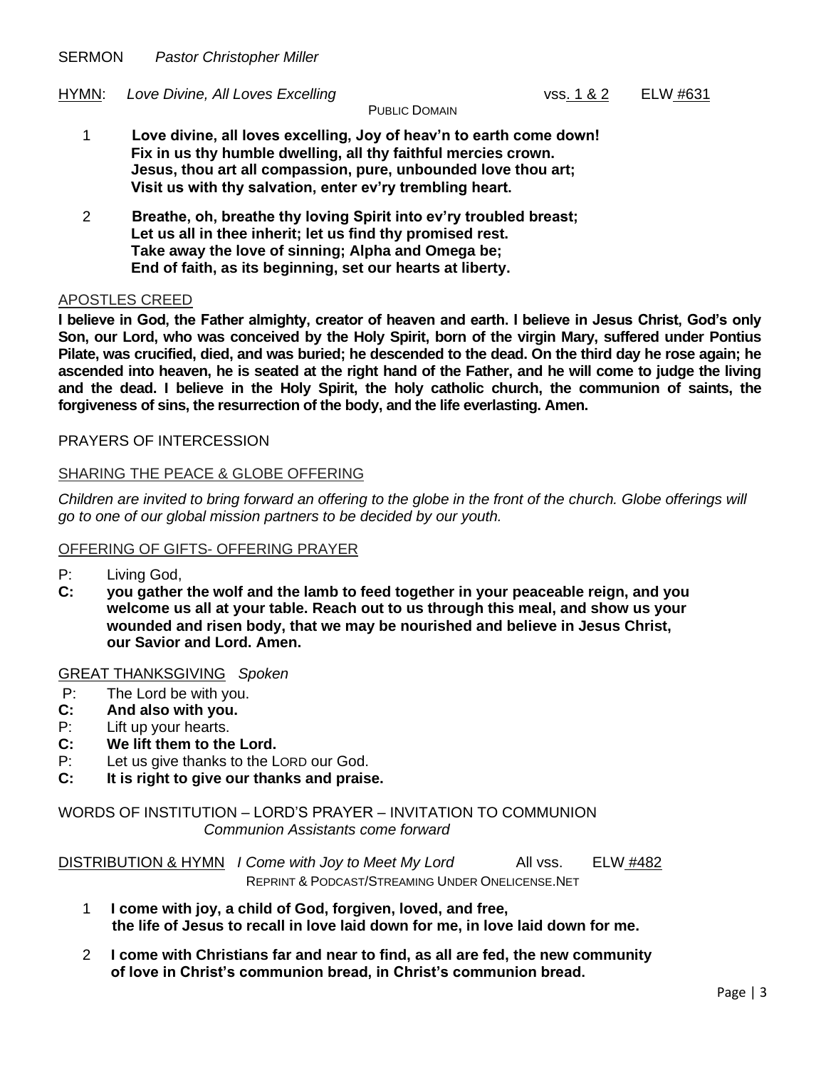SERMON *Pastor Christopher Miller*

HYMN: *Love Divine, All Loves Excelling* vss. 1 & 2 ELW #631
PUBLIC DOMAIN

1 **Love divine, all loves excelling, Joy of heav'n to earth come down!
Fix in us thy humble dwelling, all thy faithful mercies crown.
Jesus, thou art all compassion, pure, unbounded love thou art;
Visit us with thy salvation, enter ev'ry trembling heart.**

2 **Breathe, oh, breathe thy loving Spirit into ev'ry troubled breast;
Let us all in thee inherit; let us find thy promised rest.
Take away the love of sinning; Alpha and Omega be;
End of faith, as its beginning, set our hearts at liberty.**

APOSTLES CREED

**I believe in God, the Father almighty, creator of heaven and earth. I believe in Jesus Christ, God's only Son, our Lord, who was conceived by the Holy Spirit, born of the virgin Mary, suffered under Pontius Pilate, was crucified, died, and was buried; he descended to the dead. On the third day he rose again; he ascended into heaven, he is seated at the right hand of the Father, and he will come to judge the living and the dead. I believe in the Holy Spirit, the holy catholic church, the communion of saints, the forgiveness of sins, the resurrection of the body, and the life everlasting. Amen.**

PRAYERS OF INTERCESSION

SHARING THE PEACE & GLOBE OFFERING

*Children are invited to bring forward an offering to the globe in the front of the church. Globe offerings will go to one of our global mission partners to be decided by our youth.*

OFFERING OF GIFTS- OFFERING PRAYER

P: Living God,
**C: you gather the wolf and the lamb to feed together in your peaceable reign, and you welcome us all at your table. Reach out to us through this meal, and show us your wounded and risen body, that we may be nourished and believe in Jesus Christ, our Savior and Lord. Amen.**

GREAT THANKSGIVING *Spoken*

P: The Lord be with you.
**C: And also with you.**
P: Lift up your hearts.
**C: We lift them to the Lord.**
P: Let us give thanks to the LORD our God.
**C: It is right to give our thanks and praise.**

WORDS OF INSTITUTION – LORD'S PRAYER – INVITATION TO COMMUNION
*Communion Assistants come forward*

DISTRIBUTION & HYMN *I Come with Joy to Meet My Lord* All vss. ELW #482
REPRINT & PODCAST/STREAMING UNDER ONELICENSE.NET

1 **I come with joy, a child of God, forgiven, loved, and free,
the life of Jesus to recall in love laid down for me, in love laid down for me.**

2 **I come with Christians far and near to find, as all are fed, the new community
of love in Christ's communion bread, in Christ's communion bread.**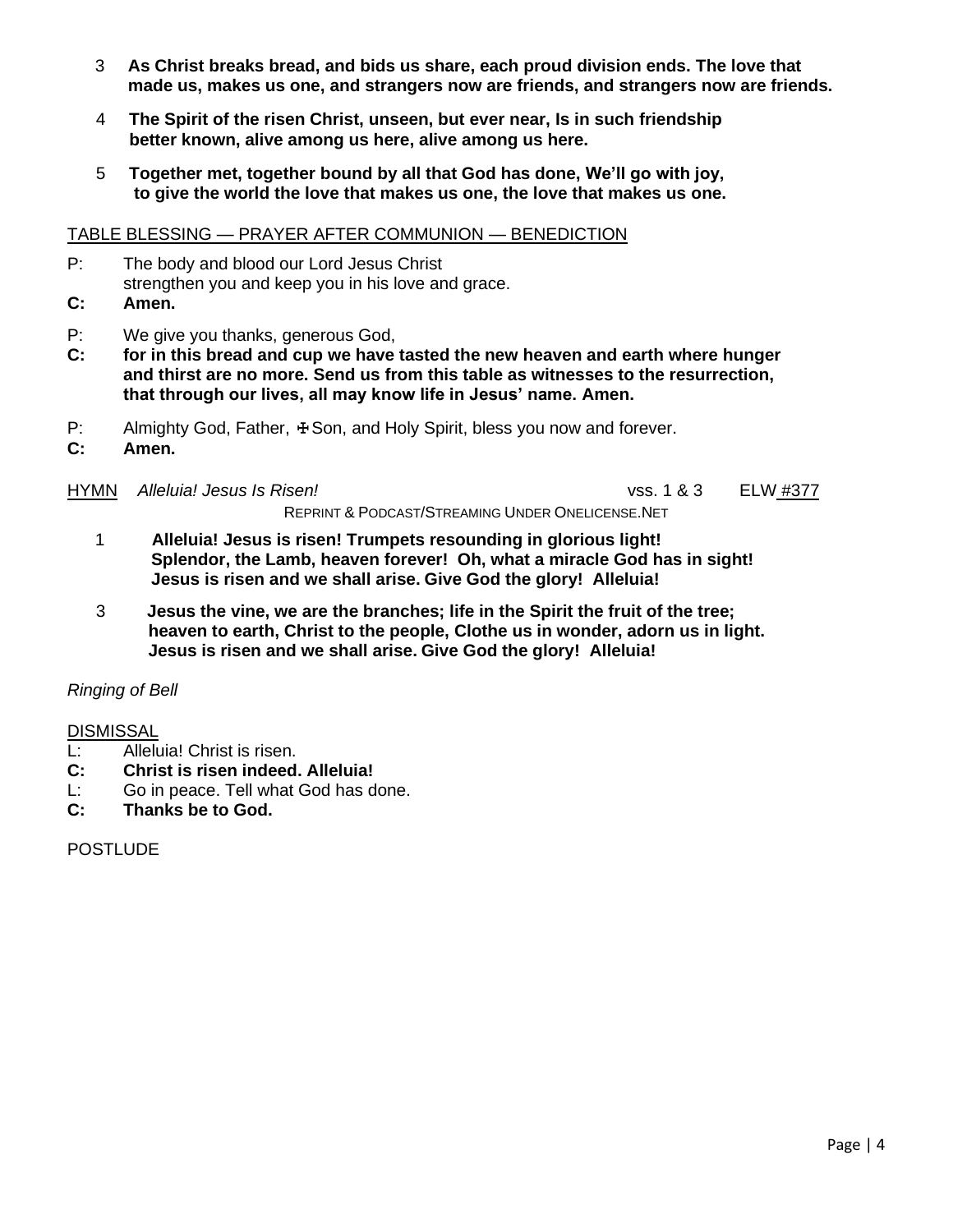3 **As Christ breaks bread, and bids us share, each proud division ends. The love that made us, makes us one, and strangers now are friends, and strangers now are friends.**

4 **The Spirit of the risen Christ, unseen, but ever near, Is in such friendship better known, alive among us here, alive among us here.**

5 **Together met, together bound by all that God has done, We'll go with joy, to give the world the love that makes us one, the love that makes us one.**

TABLE BLESSING — PRAYER AFTER COMMUNION — BENEDICTION

P: The body and blood our Lord Jesus Christ
strengthen you and keep you in his love and grace.

**C: Amen.**

P: We give you thanks, generous God,

**C: for in this bread and cup we have tasted the new heaven and earth where hunger and thirst are no more. Send us from this table as witnesses to the resurrection, that through our lives, all may know life in Jesus' name. Amen.**

P: Almighty God, Father, ☩Son, and Holy Spirit, bless you now and forever.

**C: Amen.**

HYMN *Alleluia! Jesus Is Risen!* vss. 1 & 3 ELW #377

REPRINT & PODCAST/STREAMING UNDER ONELICENSE.NET

1 **Alleluia! Jesus is risen! Trumpets resounding in glorious light! Splendor, the Lamb, heaven forever! Oh, what a miracle God has in sight! Jesus is risen and we shall arise. Give God the glory! Alleluia!**

3 **Jesus the vine, we are the branches; life in the Spirit the fruit of the tree; heaven to earth, Christ to the people, Clothe us in wonder, adorn us in light. Jesus is risen and we shall arise. Give God the glory! Alleluia!**

*Ringing of Bell*

DISMISSAL

L: Alleluia! Christ is risen.

**C: Christ is risen indeed. Alleluia!**

L: Go in peace. Tell what God has done.

**C: Thanks be to God.**

POSTLUDE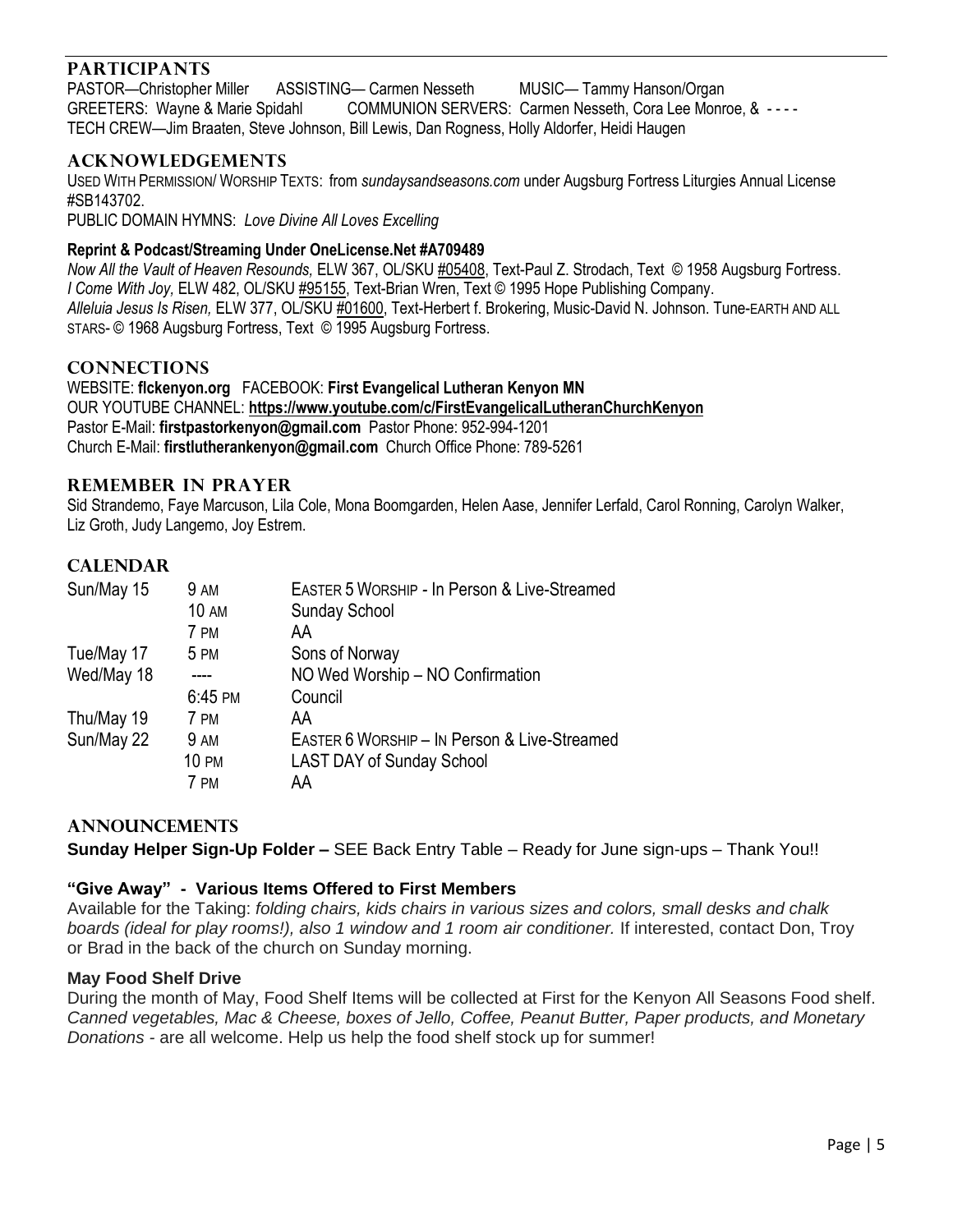## PARTICIPANTS

PASTOR—Christopher Miller ASSISTING— Carmen Nesseth MUSIC— Tammy Hanson/Organ
GREETERS: Wayne & Marie Spidahl COMMUNION SERVERS: Carmen Nesseth, Cora Lee Monroe, & - - - -
TECH CREW—Jim Braaten, Steve Johnson, Bill Lewis, Dan Rogness, Holly Aldorfer, Heidi Haugen

## ACKNOWLEDGEMENTS

USED WITH PERMISSION/ WORSHIP TEXTS: from *sundaysandseasons.com* under Augsburg Fortress Liturgies Annual License #SB143702.
PUBLIC DOMAIN HYMNS: *Love Divine All Loves Excelling*

**Reprint & Podcast/Streaming Under OneLicense.Net #A709489**

*Now All the Vault of Heaven Resounds,* ELW 367, OL/SKU #05408, Text-Paul Z. Strodach, Text © 1958 Augsburg Fortress.
*I Come With Joy,* ELW 482, OL/SKU #95155, Text-Brian Wren, Text © 1995 Hope Publishing Company.
*Alleluia Jesus Is Risen,* ELW 377, OL/SKU #01600, Text-Herbert f. Brokering, Music-David N. Johnson. Tune-EARTH AND ALL STARS- © 1968 Augsburg Fortress, Text © 1995 Augsburg Fortress.

## CONNECTIONS

WEBSITE: **flckenyon.org** FACEBOOK: **First Evangelical Lutheran Kenyon MN**
OUR YOUTUBE CHANNEL: **https://www.youtube.com/c/FirstEvangelicalLutheranChurchKenyon**
Pastor E-Mail: **firstpastorkenyon@gmail.com** Pastor Phone: 952-994-1201
Church E-Mail: **firstlutherankenyon@gmail.com** Church Office Phone: 789-5261

## REMEMBER IN PRAYER

Sid Strandemo, Faye Marcuson, Lila Cole, Mona Boomgarden, Helen Aase, Jennifer Lerfald, Carol Ronning, Carolyn Walker, Liz Groth, Judy Langemo, Joy Estrem.

## CALENDAR

| | | |
|---|---|---|
| Sun/May 15 | 9 AM | EASTER 5 WORSHIP - In Person & Live-Streamed |
| | 10 AM | Sunday School |
| | 7 PM | AA |
| Tue/May 17 | 5 PM | Sons of Norway |
| Wed/May 18 | ---- | NO Wed Worship – NO Confirmation |
| | 6:45 PM | Council |
| Thu/May 19 | 7 PM | AA |
| Sun/May 22 | 9 AM | EASTER 6 WORSHIP – IN Person & Live-Streamed |
| | 10 PM | LAST DAY of Sunday School |
| | 7 PM | AA |

## ANNOUNCEMENTS

**Sunday Helper Sign-Up Folder –** SEE Back Entry Table – Ready for June sign-ups – Thank You!!

**"Give Away" - Various Items Offered to First Members**

Available for the Taking: *folding chairs, kids chairs in various sizes and colors, small desks and chalk boards (ideal for play rooms!), also 1 window and 1 room air conditioner.* If interested, contact Don, Troy or Brad in the back of the church on Sunday morning.

**May Food Shelf Drive**

During the month of May, Food Shelf Items will be collected at First for the Kenyon All Seasons Food shelf. *Canned vegetables, Mac & Cheese, boxes of Jello, Coffee, Peanut Butter, Paper products, and Monetary Donations* - are all welcome. Help us help the food shelf stock up for summer!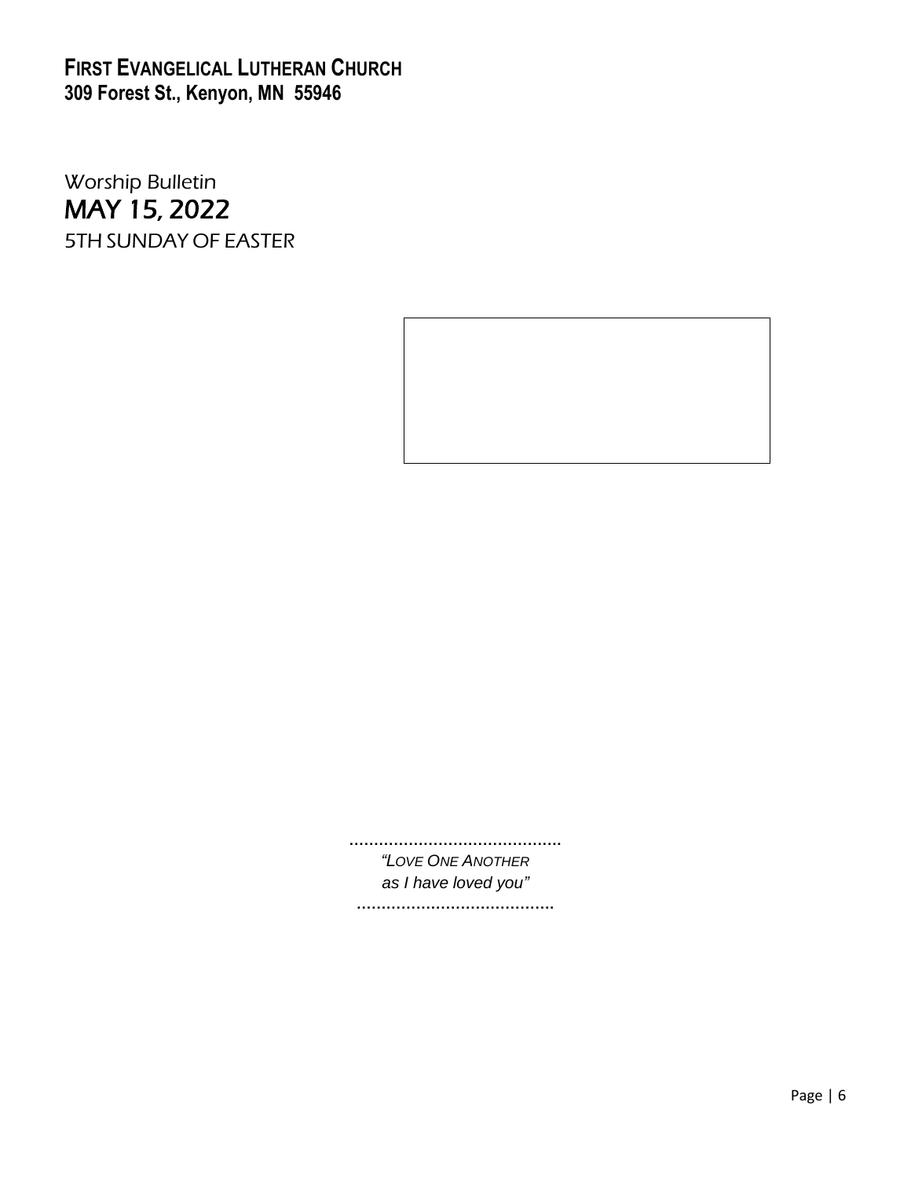**FIRST EVANGELICAL LUTHERAN CHURCH**
**309 Forest St., Kenyon, MN 55946**

Worship Bulletin

# MAY 15, 2022

5TH SUNDAY OF EASTER

..........................................

*"LOVE ONE ANOTHER*
*as I have loved you"*

........................................